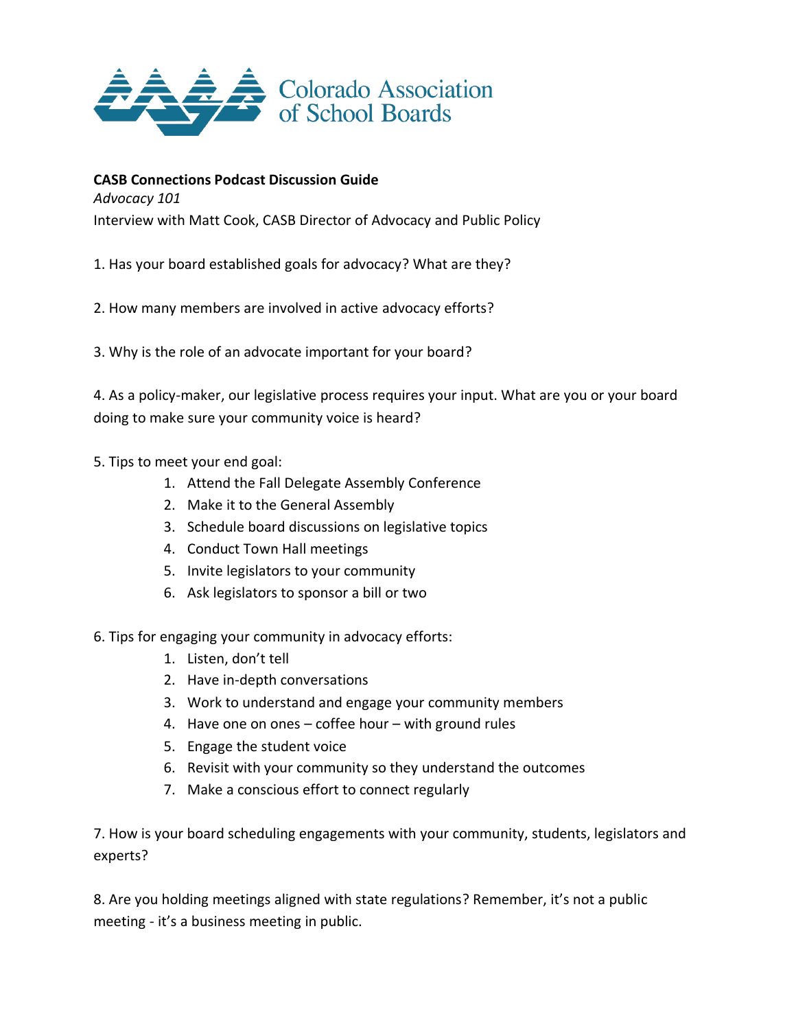Colorado Association of School Boards

**CASB Connections Podcast Discussion Guide**

*Advocacy 101*

Interview with Matt Cook, CASB Director of Advocacy and Public Policy

1. Has your board established goals for advocacy? What are they?

2. How many members are involved in active advocacy efforts?

3. Why is the role of an advocate important for your board?

4. As a policy-maker, our legislative process requires your input. What are you or your board doing to make sure your community voice is heard?

5. Tips to meet your end goal:
    1. Attend the Fall Delegate Assembly Conference
    2. Make it to the General Assembly
    3. Schedule board discussions on legislative topics
    4. Conduct Town Hall meetings
    5. Invite legislators to your community
    6. Ask legislators to sponsor a bill or two

6. Tips for engaging your community in advocacy efforts:
    1. Listen, don't tell
    2. Have in-depth conversations
    3. Work to understand and engage your community members
    4. Have one on ones – coffee hour – with ground rules
    5. Engage the student voice
    6. Revisit with your community so they understand the outcomes
    7. Make a conscious effort to connect regularly

7. How is your board scheduling engagements with your community, students, legislators and experts?

8. Are you holding meetings aligned with state regulations? Remember, it's not a public meeting - it's a business meeting in public.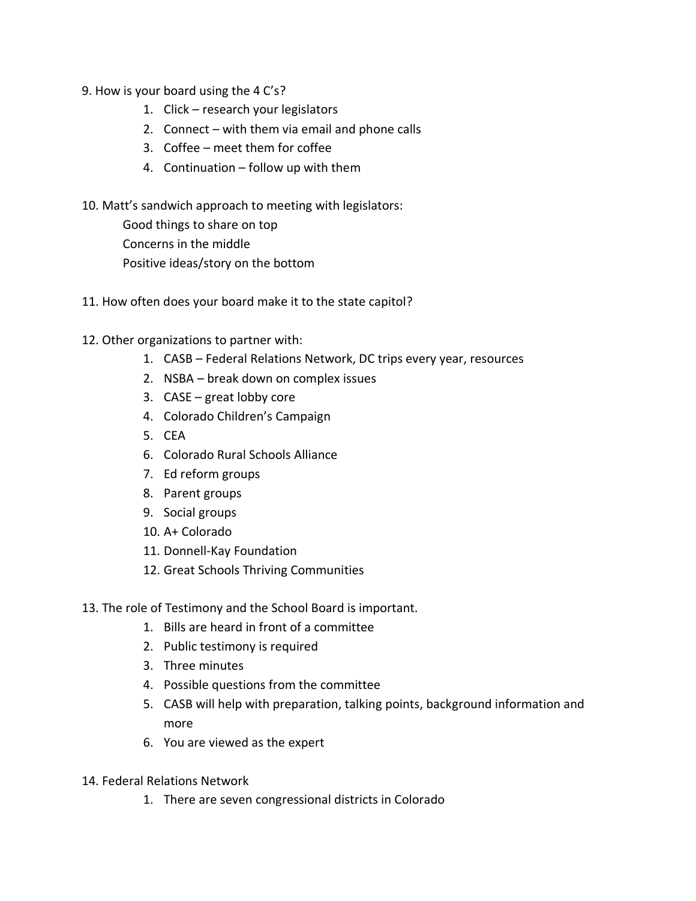9. How is your board using the 4 C's?
    1. Click – research your legislators
    2. Connect – with them via email and phone calls
    3. Coffee – meet them for coffee
    4. Continuation – follow up with them

10. Matt's sandwich approach to meeting with legislators:

    Good things to share on top

    Concerns in the middle

    Positive ideas/story on the bottom

11. How often does your board make it to the state capitol?

12. Other organizations to partner with:
    1. CASB – Federal Relations Network, DC trips every year, resources
    2. NSBA – break down on complex issues
    3. CASE – great lobby core
    4. Colorado Children's Campaign
    5. CEA
    6. Colorado Rural Schools Alliance
    7. Ed reform groups
    8. Parent groups
    9. Social groups
    10. A+ Colorado
    11. Donnell-Kay Foundation
    12. Great Schools Thriving Communities

13. The role of Testimony and the School Board is important.
    1. Bills are heard in front of a committee
    2. Public testimony is required
    3. Three minutes
    4. Possible questions from the committee
    5. CASB will help with preparation, talking points, background information and more
    6. You are viewed as the expert

14. Federal Relations Network
    1. There are seven congressional districts in Colorado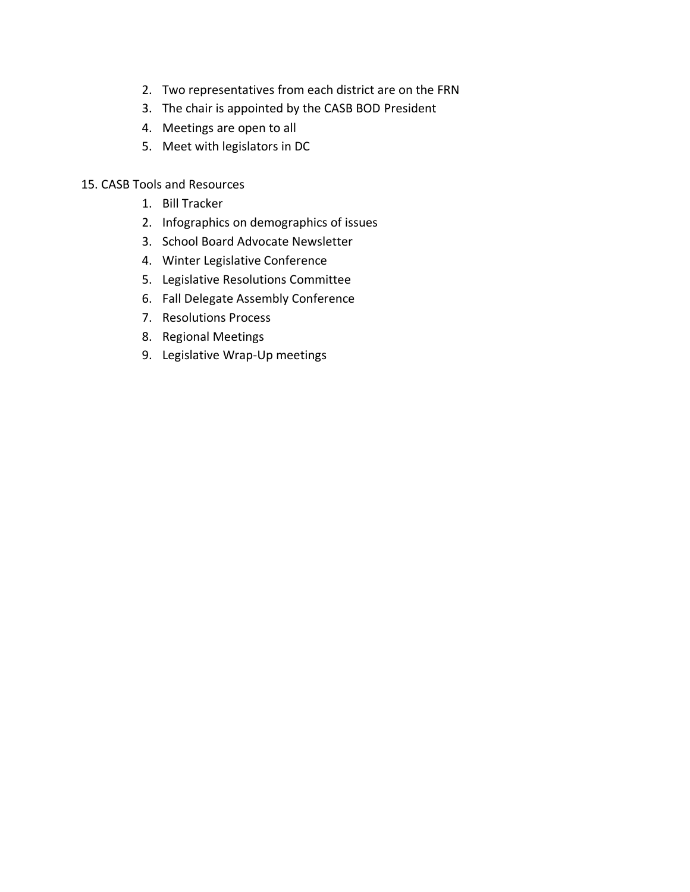2. Two representatives from each district are on the FRN
3. The chair is appointed by the CASB BOD President
4. Meetings are open to all
5. Meet with legislators in DC

15. CASB Tools and Resources
    1. Bill Tracker
    2. Infographics on demographics of issues
    3. School Board Advocate Newsletter
    4. Winter Legislative Conference
    5. Legislative Resolutions Committee
    6. Fall Delegate Assembly Conference
    7. Resolutions Process
    8. Regional Meetings
    9. Legislative Wrap-Up meetings